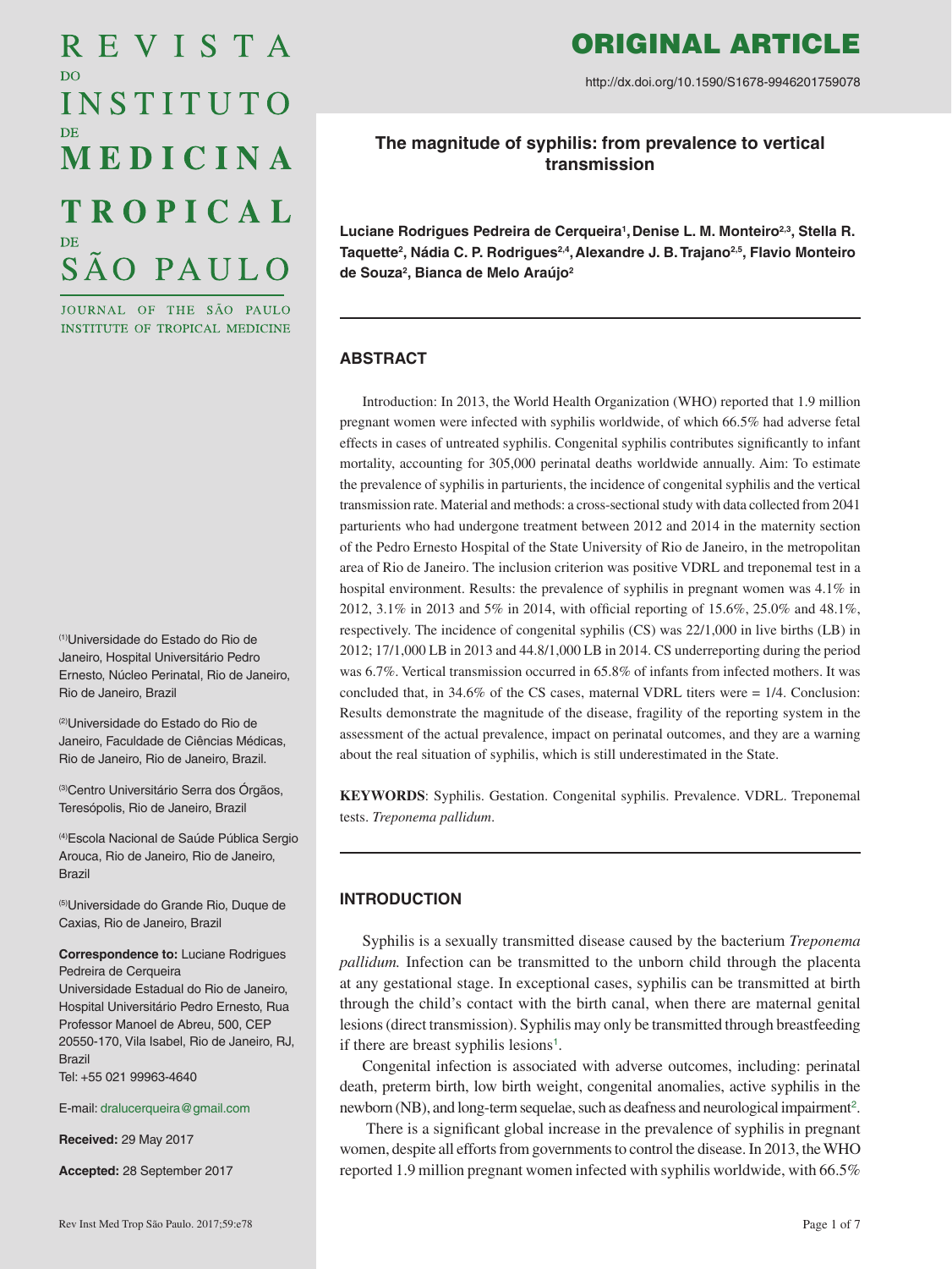# REVISTA DO INSTITUTO DE MEDICINA TROPICAL DE SÃO PAULO

JOURNAL OF THE SÃO PAULO INSTITUTE OF TROPICAL MEDICINE

ORIGINAL ARTICLE

http://dx.doi.org/10.1590/S1678-9946201759078

## The magnitude of syphilis: from prevalence to vertical transmission

**Luciane Rodrigues Pedreira de Cerqueira[1], Denise L. M. Monteiro[2,3], Stella R. Taquette[2], Nádia C. P. Rodrigues[2,4], Alexandre J. B. Trajano[2,5], Flavio Monteiro de Souza[2], Bianca de Melo Araújo[2]**

[1]Universidade do Estado do Rio de Janeiro, Hospital Universitário Pedro Ernesto, Núcleo Perinatal, Rio de Janeiro, Rio de Janeiro, Brazil

[2]Universidade do Estado do Rio de Janeiro, Faculdade de Ciências Médicas, Rio de Janeiro, Rio de Janeiro, Brazil.

[3]Centro Universitário Serra dos Órgãos, Teresópolis, Rio de Janeiro, Brazil

[4]Escola Nacional de Saúde Pública Sergio Arouca, Rio de Janeiro, Rio de Janeiro, Brazil

[5]Universidade do Grande Rio, Duque de Caxias, Rio de Janeiro, Brazil

**Correspondence to:** Luciane Rodrigues Pedreira de Cerqueira
Universidade Estadual do Rio de Janeiro, Hospital Universitário Pedro Ernesto, Rua Professor Manoel de Abreu, 500, CEP 20550-170, Vila Isabel, Rio de Janeiro, RJ, Brazil
Tel: +55 021 99963-4640

E-mail: dralucerqueira@gmail.com

**Received:** 29 May 2017

**Accepted:** 28 September 2017

### ABSTRACT

Introduction: In 2013, the World Health Organization (WHO) reported that 1.9 million pregnant women were infected with syphilis worldwide, of which 66.5% had adverse fetal effects in cases of untreated syphilis. Congenital syphilis contributes significantly to infant mortality, accounting for 305,000 perinatal deaths worldwide annually. Aim: To estimate the prevalence of syphilis in parturients, the incidence of congenital syphilis and the vertical transmission rate. Material and methods: a cross-sectional study with data collected from 2041 parturients who had undergone treatment between 2012 and 2014 in the maternity section of the Pedro Ernesto Hospital of the State University of Rio de Janeiro, in the metropolitan area of Rio de Janeiro. The inclusion criterion was positive VDRL and treponemal test in a hospital environment. Results: the prevalence of syphilis in pregnant women was 4.1% in 2012, 3.1% in 2013 and 5% in 2014, with official reporting of 15.6%, 25.0% and 48.1%, respectively. The incidence of congenital syphilis (CS) was 22/1,000 in live births (LB) in 2012; 17/1,000 LB in 2013 and 44.8/1,000 LB in 2014. CS underreporting during the period was 6.7%. Vertical transmission occurred in 65.8% of infants from infected mothers. It was concluded that, in 34.6% of the CS cases, maternal VDRL titers were = 1/4. Conclusion: Results demonstrate the magnitude of the disease, fragility of the reporting system in the assessment of the actual prevalence, impact on perinatal outcomes, and they are a warning about the real situation of syphilis, which is still underestimated in the State.

**KEYWORDS**: Syphilis. Gestation. Congenital syphilis. Prevalence. VDRL. Treponemal tests. *Treponema pallidum*.

### INTRODUCTION

Syphilis is a sexually transmitted disease caused by the bacterium *Treponema pallidum.* Infection can be transmitted to the unborn child through the placenta at any gestational stage. In exceptional cases, syphilis can be transmitted at birth through the child's contact with the birth canal, when there are maternal genital lesions (direct transmission). Syphilis may only be transmitted through breastfeeding if there are breast syphilis lesions[1].

Congenital infection is associated with adverse outcomes, including: perinatal death, preterm birth, low birth weight, congenital anomalies, active syphilis in the newborn (NB), and long-term sequelae, such as deafness and neurological impairment[2].

There is a significant global increase in the prevalence of syphilis in pregnant women, despite all efforts from governments to control the disease. In 2013, the WHO reported 1.9 million pregnant women infected with syphilis worldwide, with 66.5%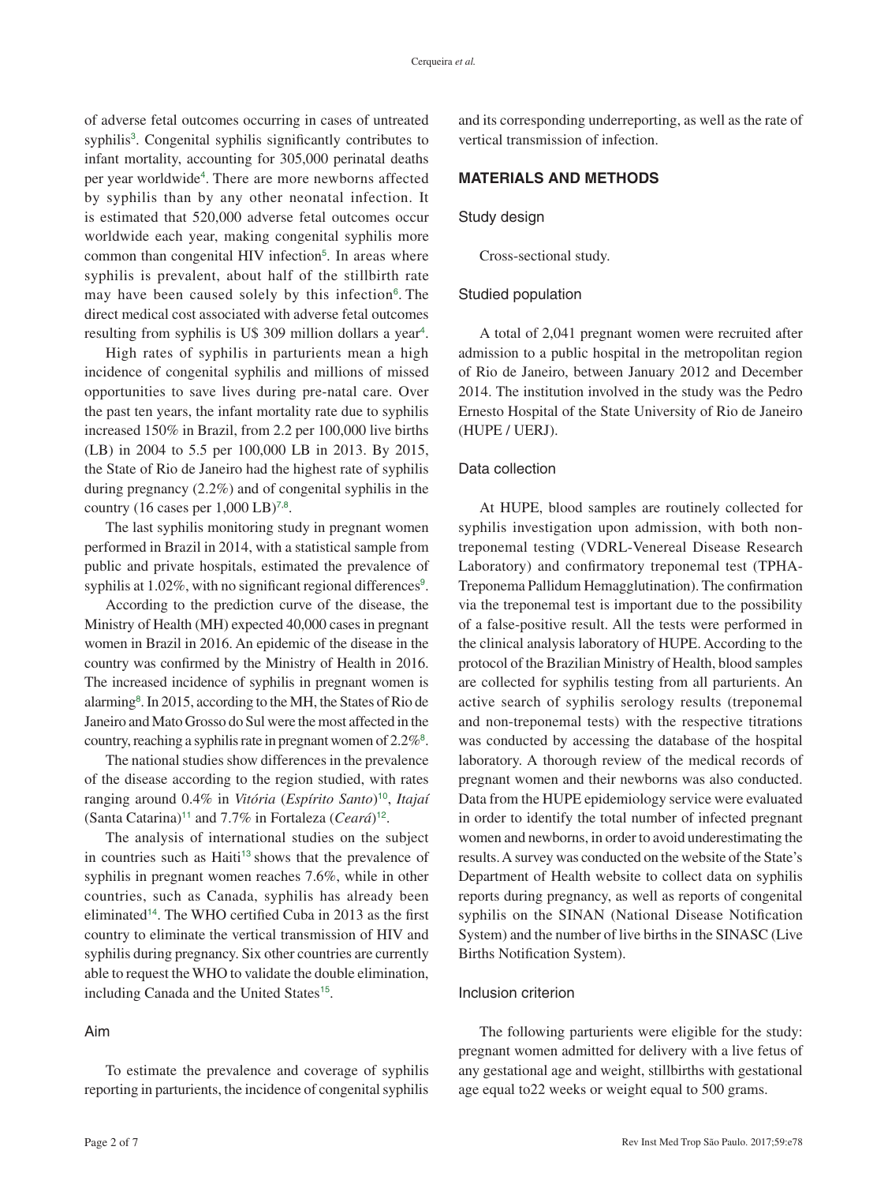of adverse fetal outcomes occurring in cases of untreated syphilis[3]. Congenital syphilis significantly contributes to infant mortality, accounting for 305,000 perinatal deaths per year worldwide[4]. There are more newborns affected by syphilis than by any other neonatal infection. It is estimated that 520,000 adverse fetal outcomes occur worldwide each year, making congenital syphilis more common than congenital HIV infection[5]. In areas where syphilis is prevalent, about half of the stillbirth rate may have been caused solely by this infection[6]. The direct medical cost associated with adverse fetal outcomes resulting from syphilis is U$ 309 million dollars a year[4].

High rates of syphilis in parturients mean a high incidence of congenital syphilis and millions of missed opportunities to save lives during pre-natal care. Over the past ten years, the infant mortality rate due to syphilis increased 150% in Brazil, from 2.2 per 100,000 live births (LB) in 2004 to 5.5 per 100,000 LB in 2013. By 2015, the State of Rio de Janeiro had the highest rate of syphilis during pregnancy (2.2%) and of congenital syphilis in the country (16 cases per 1,000 LB)[7,8].

The last syphilis monitoring study in pregnant women performed in Brazil in 2014, with a statistical sample from public and private hospitals, estimated the prevalence of syphilis at 1.02%, with no significant regional differences[9].

According to the prediction curve of the disease, the Ministry of Health (MH) expected 40,000 cases in pregnant women in Brazil in 2016. An epidemic of the disease in the country was confirmed by the Ministry of Health in 2016. The increased incidence of syphilis in pregnant women is alarming[8]. In 2015, according to the MH, the States of Rio de Janeiro and Mato Grosso do Sul were the most affected in the country, reaching a syphilis rate in pregnant women of 2.2%[8].

The national studies show differences in the prevalence of the disease according to the region studied, with rates ranging around 0.4% in *Vitória* (*Espírito Santo*)[10], *Itajaí* (Santa Catarina)[11] and 7.7% in Fortaleza (*Ceará*)[12].

The analysis of international studies on the subject in countries such as Haiti[13] shows that the prevalence of syphilis in pregnant women reaches 7.6%, while in other countries, such as Canada, syphilis has already been eliminated[14]. The WHO certified Cuba in 2013 as the first country to eliminate the vertical transmission of HIV and syphilis during pregnancy. Six other countries are currently able to request the WHO to validate the double elimination, including Canada and the United States[15].

### Aim

To estimate the prevalence and coverage of syphilis reporting in parturients, the incidence of congenital syphilis and its corresponding underreporting, as well as the rate of vertical transmission of infection.

## MATERIALS AND METHODS

### Study design

Cross-sectional study.

### Studied population

A total of 2,041 pregnant women were recruited after admission to a public hospital in the metropolitan region of Rio de Janeiro, between January 2012 and December 2014. The institution involved in the study was the Pedro Ernesto Hospital of the State University of Rio de Janeiro (HUPE / UERJ).

### Data collection

At HUPE, blood samples are routinely collected for syphilis investigation upon admission, with both non-treponemal testing (VDRL-Venereal Disease Research Laboratory) and confirmatory treponemal test (TPHA-Treponema Pallidum Hemagglutination). The confirmation via the treponemal test is important due to the possibility of a false-positive result. All the tests were performed in the clinical analysis laboratory of HUPE. According to the protocol of the Brazilian Ministry of Health, blood samples are collected for syphilis testing from all parturients. An active search of syphilis serology results (treponemal and non-treponemal tests) with the respective titrations was conducted by accessing the database of the hospital laboratory. A thorough review of the medical records of pregnant women and their newborns was also conducted. Data from the HUPE epidemiology service were evaluated in order to identify the total number of infected pregnant women and newborns, in order to avoid underestimating the results. A survey was conducted on the website of the State's Department of Health website to collect data on syphilis reports during pregnancy, as well as reports of congenital syphilis on the SINAN (National Disease Notification System) and the number of live births in the SINASC (Live Births Notification System).

### Inclusion criterion

The following parturients were eligible for the study: pregnant women admitted for delivery with a live fetus of any gestational age and weight, stillbirths with gestational age equal to22 weeks or weight equal to 500 grams.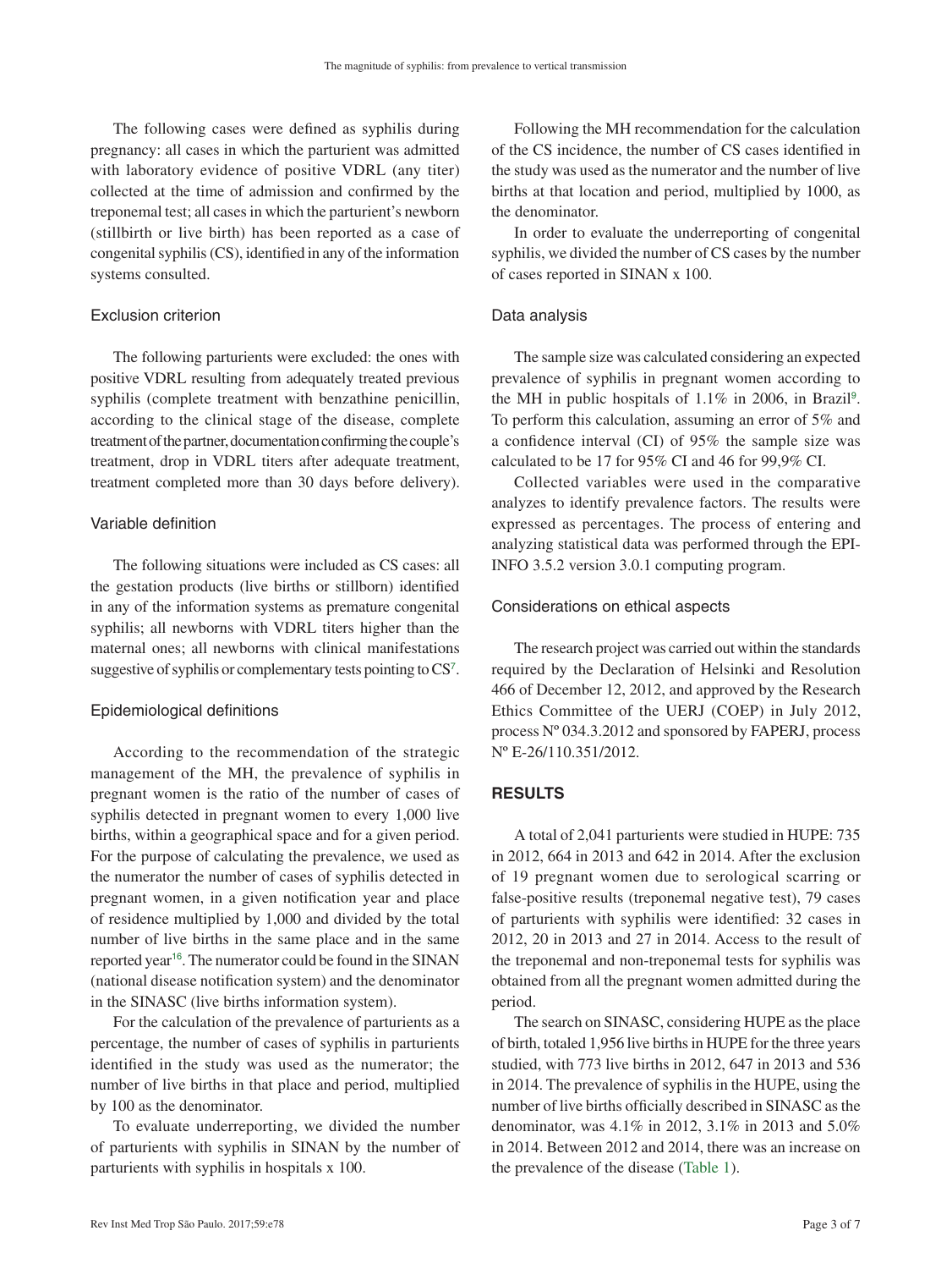The following cases were defined as syphilis during pregnancy: all cases in which the parturient was admitted with laboratory evidence of positive VDRL (any titer) collected at the time of admission and confirmed by the treponemal test; all cases in which the parturient's newborn (stillbirth or live birth) has been reported as a case of congenital syphilis (CS), identified in any of the information systems consulted.

### Exclusion criterion

The following parturients were excluded: the ones with positive VDRL resulting from adequately treated previous syphilis (complete treatment with benzathine penicillin, according to the clinical stage of the disease, complete treatment of the partner, documentation confirming the couple's treatment, drop in VDRL titers after adequate treatment, treatment completed more than 30 days before delivery).

### Variable definition

The following situations were included as CS cases: all the gestation products (live births or stillborn) identified in any of the information systems as premature congenital syphilis; all newborns with VDRL titers higher than the maternal ones; all newborns with clinical manifestations suggestive of syphilis or complementary tests pointing to CS[7].

### Epidemiological definitions

According to the recommendation of the strategic management of the MH, the prevalence of syphilis in pregnant women is the ratio of the number of cases of syphilis detected in pregnant women to every 1,000 live births, within a geographical space and for a given period. For the purpose of calculating the prevalence, we used as the numerator the number of cases of syphilis detected in pregnant women, in a given notification year and place of residence multiplied by 1,000 and divided by the total number of live births in the same place and in the same reported year[16]. The numerator could be found in the SINAN (national disease notification system) and the denominator in the SINASC (live births information system).

For the calculation of the prevalence of parturients as a percentage, the number of cases of syphilis in parturients identified in the study was used as the numerator; the number of live births in that place and period, multiplied by 100 as the denominator.

To evaluate underreporting, we divided the number of parturients with syphilis in SINAN by the number of parturients with syphilis in hospitals x 100.

Following the MH recommendation for the calculation of the CS incidence, the number of CS cases identified in the study was used as the numerator and the number of live births at that location and period, multiplied by 1000, as the denominator.

In order to evaluate the underreporting of congenital syphilis, we divided the number of CS cases by the number of cases reported in SINAN x 100.

### Data analysis

The sample size was calculated considering an expected prevalence of syphilis in pregnant women according to the MH in public hospitals of 1.1% in 2006, in Brazil[9]. To perform this calculation, assuming an error of 5% and a confidence interval (CI) of 95% the sample size was calculated to be 17 for 95% CI and 46 for 99,9% CI.

Collected variables were used in the comparative analyzes to identify prevalence factors. The results were expressed as percentages. The process of entering and analyzing statistical data was performed through the EPI-INFO 3.5.2 version 3.0.1 computing program.

### Considerations on ethical aspects

The research project was carried out within the standards required by the Declaration of Helsinki and Resolution 466 of December 12, 2012, and approved by the Research Ethics Committee of the UERJ (COEP) in July 2012, process Nº 034.3.2012 and sponsored by FAPERJ, process Nº E-26/110.351/2012.

## RESULTS

A total of 2,041 parturients were studied in HUPE: 735 in 2012, 664 in 2013 and 642 in 2014. After the exclusion of 19 pregnant women due to serological scarring or false-positive results (treponemal negative test), 79 cases of parturients with syphilis were identified: 32 cases in 2012, 20 in 2013 and 27 in 2014. Access to the result of the treponemal and non-treponemal tests for syphilis was obtained from all the pregnant women admitted during the period.

The search on SINASC, considering HUPE as the place of birth, totaled 1,956 live births in HUPE for the three years studied, with 773 live births in 2012, 647 in 2013 and 536 in 2014. The prevalence of syphilis in the HUPE, using the number of live births officially described in SINASC as the denominator, was 4.1% in 2012, 3.1% in 2013 and 5.0% in 2014. Between 2012 and 2014, there was an increase on the prevalence of the disease (Table 1).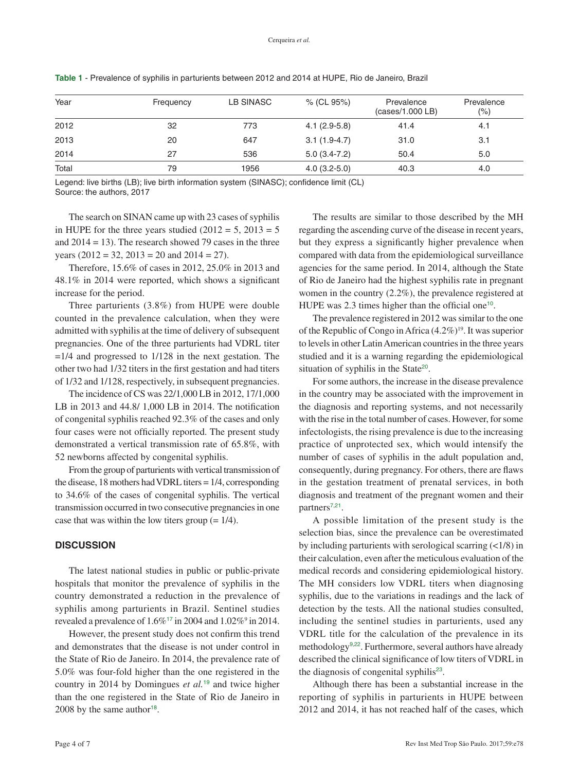**Table 1** - Prevalence of syphilis in parturients between 2012 and 2014 at HUPE, Rio de Janeiro, Brazil

| Year | Frequency | LB SINASC | % (CL 95%) | Prevalence (cases/1.000 LB) | Prevalence (%) |
|---|---|---|---|---|---|
| 2012 | 32 | 773 | 4.1 (2.9-5.8) | 41.4 | 4.1 |
| 2013 | 20 | 647 | 3.1 (1.9-4.7) | 31.0 | 3.1 |
| 2014 | 27 | 536 | 5.0 (3.4-7.2) | 50.4 | 5.0 |
| Total | 79 | 1956 | 4.0 (3.2-5.0) | 40.3 | 4.0 |

Legend: live births (LB); live birth information system (SINASC); confidence limit (CL)
Source: the authors, 2017

The search on SINAN came up with 23 cases of syphilis in HUPE for the three years studied (2012 = 5, 2013 = 5 and 2014 = 13). The research showed 79 cases in the three years (2012 = 32, 2013 = 20 and 2014 = 27).

Therefore, 15.6% of cases in 2012, 25.0% in 2013 and 48.1% in 2014 were reported, which shows a significant increase for the period.

Three parturients (3.8%) from HUPE were double counted in the prevalence calculation, when they were admitted with syphilis at the time of delivery of subsequent pregnancies. One of the three parturients had VDRL titer =1/4 and progressed to 1/128 in the next gestation. The other two had 1/32 titers in the first gestation and had titers of 1/32 and 1/128, respectively, in subsequent pregnancies.

The incidence of CS was 22/1,000 LB in 2012, 17/1,000 LB in 2013 and 44.8/ 1,000 LB in 2014. The notification of congenital syphilis reached 92.3% of the cases and only four cases were not officially reported. The present study demonstrated a vertical transmission rate of 65.8%, with 52 newborns affected by congenital syphilis.

From the group of parturients with vertical transmission of the disease, 18 mothers had VDRL titers = 1/4, corresponding to 34.6% of the cases of congenital syphilis. The vertical transmission occurred in two consecutive pregnancies in one case that was within the low titers group (= 1/4).

## DISCUSSION

The latest national studies in public or public-private hospitals that monitor the prevalence of syphilis in the country demonstrated a reduction in the prevalence of syphilis among parturients in Brazil. Sentinel studies revealed a prevalence of 1.6%[17] in 2004 and 1.02%[9] in 2014.

However, the present study does not confirm this trend and demonstrates that the disease is not under control in the State of Rio de Janeiro. In 2014, the prevalence rate of 5.0% was four-fold higher than the one registered in the country in 2014 by Domingues *et al.*[19] and twice higher than the one registered in the State of Rio de Janeiro in 2008 by the same author[18].

The results are similar to those described by the MH regarding the ascending curve of the disease in recent years, but they express a significantly higher prevalence when compared with data from the epidemiological surveillance agencies for the same period. In 2014, although the State of Rio de Janeiro had the highest syphilis rate in pregnant women in the country (2.2%), the prevalence registered at HUPE was 2.3 times higher than the official one[10].

The prevalence registered in 2012 was similar to the one of the Republic of Congo in Africa (4.2%)[19]. It was superior to levels in other Latin American countries in the three years studied and it is a warning regarding the epidemiological situation of syphilis in the State[20].

For some authors, the increase in the disease prevalence in the country may be associated with the improvement in the diagnosis and reporting systems, and not necessarily with the rise in the total number of cases. However, for some infectologists, the rising prevalence is due to the increasing practice of unprotected sex, which would intensify the number of cases of syphilis in the adult population and, consequently, during pregnancy. For others, there are flaws in the gestation treatment of prenatal services, in both diagnosis and treatment of the pregnant women and their partners[7,21].

A possible limitation of the present study is the selection bias, since the prevalence can be overestimated by including parturients with serological scarring (<1/8) in their calculation, even after the meticulous evaluation of the medical records and considering epidemiological history. The MH considers low VDRL titers when diagnosing syphilis, due to the variations in readings and the lack of detection by the tests. All the national studies consulted, including the sentinel studies in parturients, used any VDRL title for the calculation of the prevalence in its methodology[9,22]. Furthermore, several authors have already described the clinical significance of low titers of VDRL in the diagnosis of congenital syphilis[23].

Although there has been a substantial increase in the reporting of syphilis in parturients in HUPE between 2012 and 2014, it has not reached half of the cases, which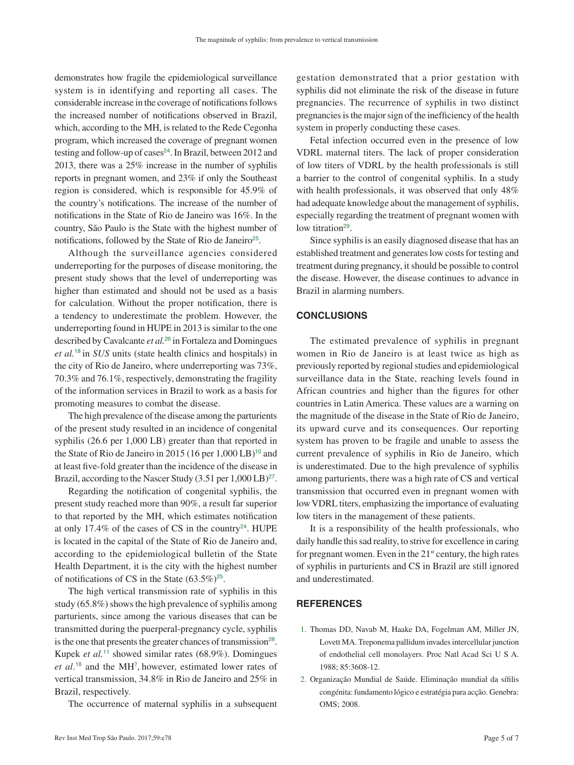demonstrates how fragile the epidemiological surveillance system is in identifying and reporting all cases. The considerable increase in the coverage of notifications follows the increased number of notifications observed in Brazil, which, according to the MH, is related to the Rede Cegonha program, which increased the coverage of pregnant women testing and follow-up of cases[24]. In Brazil, between 2012 and 2013, there was a 25% increase in the number of syphilis reports in pregnant women, and 23% if only the Southeast region is considered, which is responsible for 45.9% of the country's notifications. The increase of the number of notifications in the State of Rio de Janeiro was 16%. In the country, São Paulo is the State with the highest number of notifications, followed by the State of Rio de Janeiro[25].

Although the surveillance agencies considered underreporting for the purposes of disease monitoring, the present study shows that the level of underreporting was higher than estimated and should not be used as a basis for calculation. Without the proper notification, there is a tendency to underestimate the problem. However, the underreporting found in HUPE in 2013 is similar to the one described by Cavalcante *et al.*[26] in Fortaleza and Domingues *et al.*[18] in *SUS* units (state health clinics and hospitals) in the city of Rio de Janeiro, where underreporting was 73%, 70.3% and 76.1%, respectively, demonstrating the fragility of the information services in Brazil to work as a basis for promoting measures to combat the disease.

The high prevalence of the disease among the parturients of the present study resulted in an incidence of congenital syphilis (26.6 per 1,000 LB) greater than that reported in the State of Rio de Janeiro in 2015 (16 per 1,000 LB)[10] and at least five-fold greater than the incidence of the disease in Brazil, according to the Nascer Study (3.51 per 1,000 LB)[27].

Regarding the notification of congenital syphilis, the present study reached more than 90%, a result far superior to that reported by the MH, which estimates notification at only 17.4% of the cases of CS in the country[24]. HUPE is located in the capital of the State of Rio de Janeiro and, according to the epidemiological bulletin of the State Health Department, it is the city with the highest number of notifications of CS in the State (63.5%)[25].

The high vertical transmission rate of syphilis in this study (65.8%) shows the high prevalence of syphilis among parturients, since among the various diseases that can be transmitted during the puerperal-pregnancy cycle, syphilis is the one that presents the greater chances of transmission[28]. Kupek *et al.*[11] showed similar rates (68.9%). Domingues *et al.*[18] and the MH[7], however, estimated lower rates of vertical transmission, 34.8% in Rio de Janeiro and 25% in Brazil, respectively.

The occurrence of maternal syphilis in a subsequent gestation demonstrated that a prior gestation with syphilis did not eliminate the risk of the disease in future pregnancies. The recurrence of syphilis in two distinct pregnancies is the major sign of the inefficiency of the health system in properly conducting these cases.

Fetal infection occurred even in the presence of low VDRL maternal titers. The lack of proper consideration of low titers of VDRL by the health professionals is still a barrier to the control of congenital syphilis. In a study with health professionals, it was observed that only 48% had adequate knowledge about the management of syphilis, especially regarding the treatment of pregnant women with low titration[29].

Since syphilis is an easily diagnosed disease that has an established treatment and generates low costs for testing and treatment during pregnancy, it should be possible to control the disease. However, the disease continues to advance in Brazil in alarming numbers.

## CONCLUSIONS

The estimated prevalence of syphilis in pregnant women in Rio de Janeiro is at least twice as high as previously reported by regional studies and epidemiological surveillance data in the State, reaching levels found in African countries and higher than the figures for other countries in Latin America. These values are a warning on the magnitude of the disease in the State of Rio de Janeiro, its upward curve and its consequences. Our reporting system has proven to be fragile and unable to assess the current prevalence of syphilis in Rio de Janeiro, which is underestimated. Due to the high prevalence of syphilis among parturients, there was a high rate of CS and vertical transmission that occurred even in pregnant women with low VDRL titers, emphasizing the importance of evaluating low titers in the management of these patients.

It is a responsibility of the health professionals, who daily handle this sad reality, to strive for excellence in caring for pregnant women. Even in the 21st century, the high rates of syphilis in parturients and CS in Brazil are still ignored and underestimated.

## REFERENCES

1. Thomas DD, Navab M, Haake DA, Fogelman AM, Miller JN, Lovett MA. Treponema pallidum invades intercellular junction of endothelial cell monolayers. Proc Natl Acad Sci U S A. 1988; 85:3608-12.
2. Organização Mundial de Saúde. Eliminação mundial da sífilis congénita: fundamento lógico e estratégia para acção. Genebra: OMS; 2008.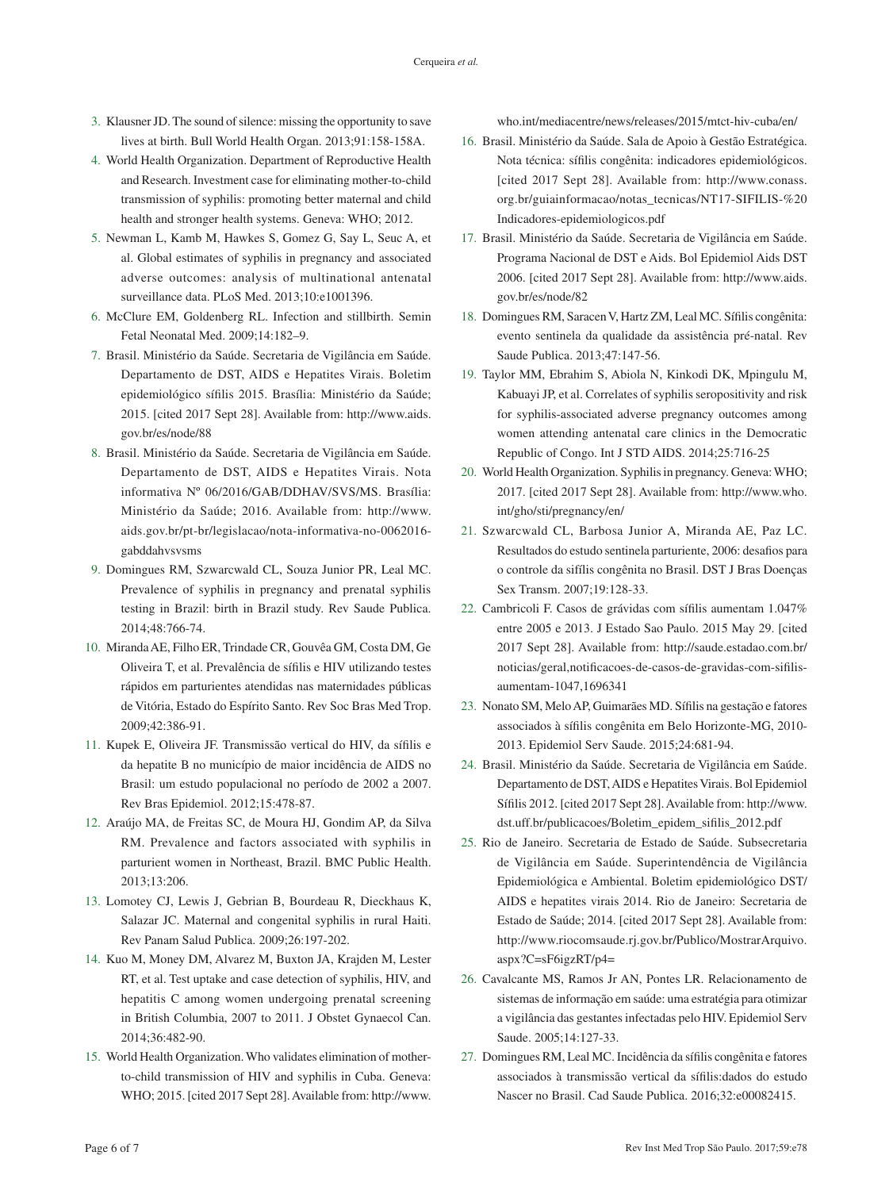3. Klausner JD. The sound of silence: missing the opportunity to save lives at birth. Bull World Health Organ. 2013;91:158-158A.
4. World Health Organization. Department of Reproductive Health and Research. Investment case for eliminating mother-to-child transmission of syphilis: promoting better maternal and child health and stronger health systems. Geneva: WHO; 2012.
5. Newman L, Kamb M, Hawkes S, Gomez G, Say L, Seuc A, et al. Global estimates of syphilis in pregnancy and associated adverse outcomes: analysis of multinational antenatal surveillance data. PLoS Med. 2013;10:e1001396.
6. McClure EM, Goldenberg RL. Infection and stillbirth. Semin Fetal Neonatal Med. 2009;14:182–9.
7. Brasil. Ministério da Saúde. Secretaria de Vigilância em Saúde. Departamento de DST, AIDS e Hepatites Virais. Boletim epidemiológico sífilis 2015. Brasília: Ministério da Saúde; 2015. [cited 2017 Sept 28]. Available from: http://www.aids.gov.br/es/node/88
8. Brasil. Ministério da Saúde. Secretaria de Vigilância em Saúde. Departamento de DST, AIDS e Hepatites Virais. Nota informativa Nº 06/2016/GAB/DDHAV/SVS/MS. Brasília: Ministério da Saúde; 2016. Available from: http://www.aids.gov.br/pt-br/legislacao/nota-informativa-no-0062016-gabddahvsvsms
9. Domingues RM, Szwarcwald CL, Souza Junior PR, Leal MC. Prevalence of syphilis in pregnancy and prenatal syphilis testing in Brazil: birth in Brazil study. Rev Saude Publica. 2014;48:766-74.
10. Miranda AE, Filho ER, Trindade CR, Gouvêa GM, Costa DM, Ge Oliveira T, et al. Prevalência de sífilis e HIV utilizando testes rápidos em parturientes atendidas nas maternidades públicas de Vitória, Estado do Espírito Santo. Rev Soc Bras Med Trop. 2009;42:386-91.
11. Kupek E, Oliveira JF. Transmissão vertical do HIV, da sífilis e da hepatite B no município de maior incidência de AIDS no Brasil: um estudo populacional no período de 2002 a 2007. Rev Bras Epidemiol. 2012;15:478-87.
12. Araújo MA, de Freitas SC, de Moura HJ, Gondim AP, da Silva RM. Prevalence and factors associated with syphilis in parturient women in Northeast, Brazil. BMC Public Health. 2013;13:206.
13. Lomotey CJ, Lewis J, Gebrian B, Bourdeau R, Dieckhaus K, Salazar JC. Maternal and congenital syphilis in rural Haiti. Rev Panam Salud Publica. 2009;26:197-202.
14. Kuo M, Money DM, Alvarez M, Buxton JA, Krajden M, Lester RT, et al. Test uptake and case detection of syphilis, HIV, and hepatitis C among women undergoing prenatal screening in British Columbia, 2007 to 2011. J Obstet Gynaecol Can. 2014;36:482-90.
15. World Health Organization. Who validates elimination of mother-to-child transmission of HIV and syphilis in Cuba. Geneva: WHO; 2015. [cited 2017 Sept 28]. Available from: http://www.who.int/mediacentre/news/releases/2015/mtct-hiv-cuba/en/
16. Brasil. Ministério da Saúde. Sala de Apoio à Gestão Estratégica. Nota técnica: sífilis congênita: indicadores epidemiológicos. [cited 2017 Sept 28]. Available from: http://www.conass.org.br/guiainformacao/notas_tecnicas/NT17-SIFILIS-%20Indicadores-epidemiologicos.pdf
17. Brasil. Ministério da Saúde. Secretaria de Vigilância em Saúde. Programa Nacional de DST e Aids. Bol Epidemiol Aids DST 2006. [cited 2017 Sept 28]. Available from: http://www.aids.gov.br/es/node/82
18. Domingues RM, Saracen V, Hartz ZM, Leal MC. Sífilis congênita: evento sentinela da qualidade da assistência pré-natal. Rev Saude Publica. 2013;47:147-56.
19. Taylor MM, Ebrahim S, Abiola N, Kinkodi DK, Mpingulu M, Kabuayi JP, et al. Correlates of syphilis seropositivity and risk for syphilis-associated adverse pregnancy outcomes among women attending antenatal care clinics in the Democratic Republic of Congo. Int J STD AIDS. 2014;25:716-25
20. World Health Organization. Syphilis in pregnancy. Geneva: WHO; 2017. [cited 2017 Sept 28]. Available from: http://www.who.int/gho/sti/pregnancy/en/
21. Szwarcwald CL, Barbosa Junior A, Miranda AE, Paz LC. Resultados do estudo sentinela parturiente, 2006: desafios para o controle da sífilis congênita no Brasil. DST J Bras Doenças Sex Transm. 2007;19:128-33.
22. Cambricoli F. Casos de grávidas com sífilis aumentam 1.047% entre 2005 e 2013. J Estado Sao Paulo. 2015 May 29. [cited 2017 Sept 28]. Available from: http://saude.estadao.com.br/noticias/geral,notificacoes-de-casos-de-gravidas-com-sifilis-aumentam-1047,1696341
23. Nonato SM, Melo AP, Guimarães MD. Sífilis na gestação e fatores associados à sífilis congênita em Belo Horizonte-MG, 2010-2013. Epidemiol Serv Saude. 2015;24:681-94.
24. Brasil. Ministério da Saúde. Secretaria de Vigilância em Saúde. Departamento de DST, AIDS e Hepatites Virais. Bol Epidemiol Sífilis 2012. [cited 2017 Sept 28]. Available from: http://www.dst.uff.br/publicacoes/Boletim_epidem_sifilis_2012.pdf
25. Rio de Janeiro. Secretaria de Estado de Saúde. Subsecretaria de Vigilância em Saúde. Superintendência de Vigilância Epidemiológica e Ambiental. Boletim epidemiológico DST/AIDS e hepatites virais 2014. Rio de Janeiro: Secretaria de Estado de Saúde; 2014. [cited 2017 Sept 28]. Available from: http://www.riocomsaude.rj.gov.br/Publico/MostrarArquivo.aspx?C=sF6igzRT/p4=
26. Cavalcante MS, Ramos Jr AN, Pontes LR. Relacionamento de sistemas de informação em saúde: uma estratégia para otimizar a vigilância das gestantes infectadas pelo HIV. Epidemiol Serv Saude. 2005;14:127-33.
27. Domingues RM, Leal MC. Incidência da sífilis congênita e fatores associados à transmissão vertical da sífilis:dados do estudo Nascer no Brasil. Cad Saude Publica. 2016;32:e00082415.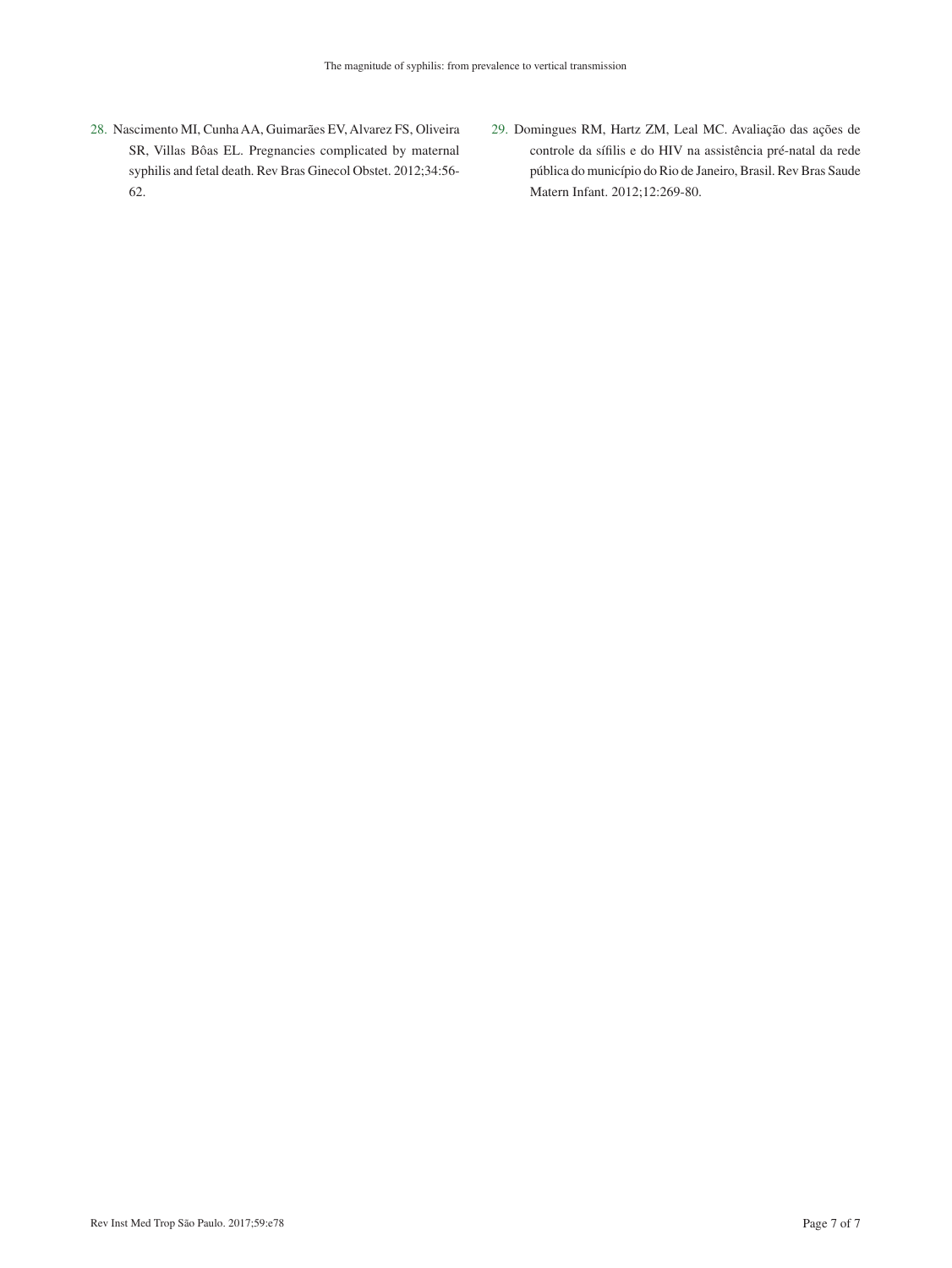28. Nascimento MI, Cunha AA, Guimarães EV, Alvarez FS, Oliveira SR, Villas Bôas EL. Pregnancies complicated by maternal syphilis and fetal death. Rev Bras Ginecol Obstet. 2012;34:56-62.

29. Domingues RM, Hartz ZM, Leal MC. Avaliação das ações de controle da sífilis e do HIV na assistência pré-natal da rede pública do município do Rio de Janeiro, Brasil. Rev Bras Saude Matern Infant. 2012;12:269-80.